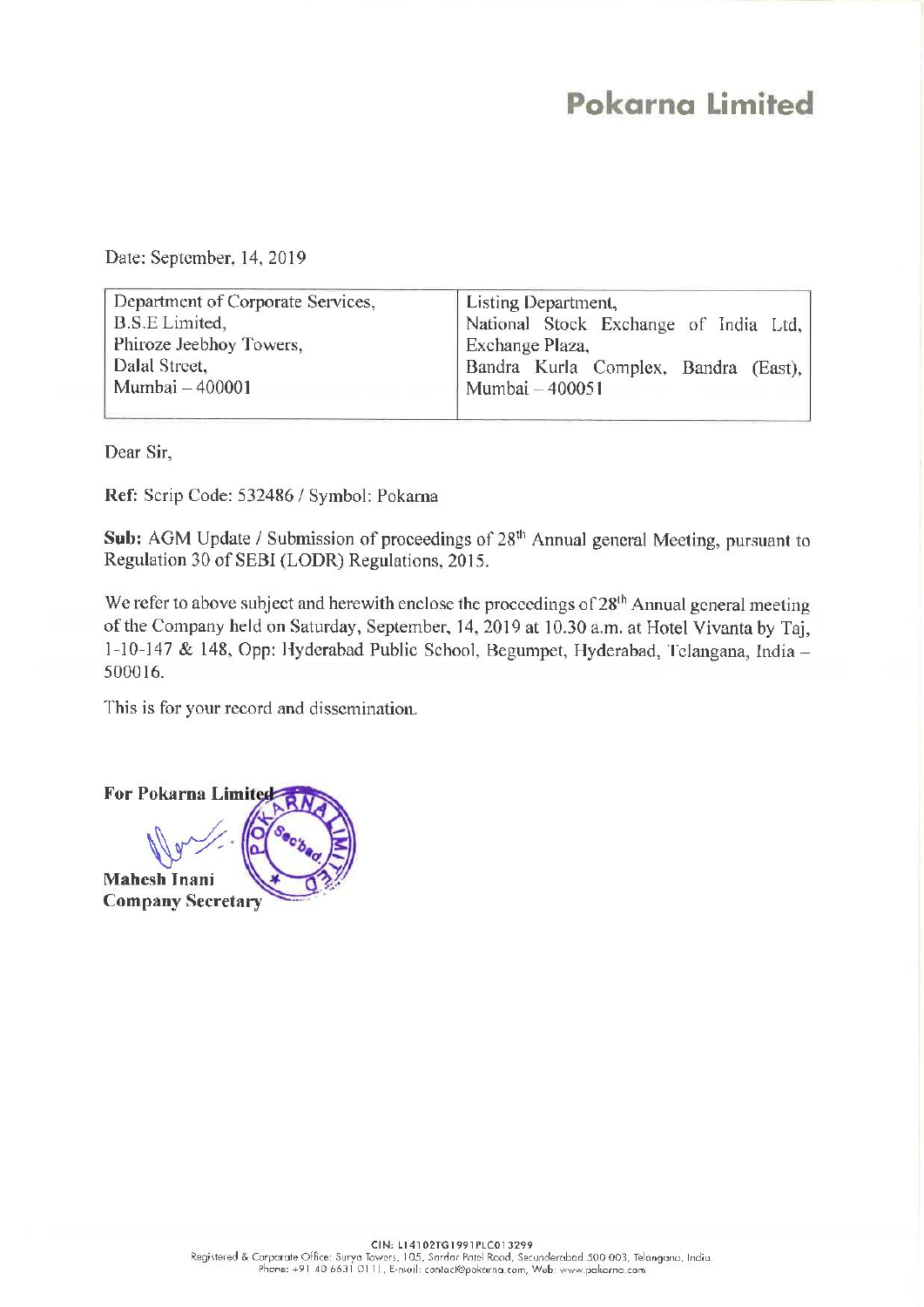# Pokarna Limited

Date: September, 14, 2019

| | |
|---|---|
| Department of Corporate Services,<br>B.S.E Limited,<br>Phiroze Jeebhoy Towers,<br>Dalal Street,<br>Mumbai – 400001 | Listing Department,<br>National Stock Exchange of India Ltd,<br>Exchange Plaza,<br>Bandra Kurla Complex, Bandra (East),<br>Mumbai – 400051 |

Dear Sir,

**Ref:** Scrip Code: 532486 / Symbol: Pokarna

**Sub:** AGM Update / Submission of proceedings of 28th Annual general Meeting, pursuant to Regulation 30 of SEBI (LODR) Regulations, 2015.

We refer to above subject and herewith enclose the proceedings of 28th Annual general meeting of the Company held on Saturday, September, 14, 2019 at 10.30 a.m. at Hotel Vivanta by Taj, 1-10-147 & 148, Opp: Hyderabad Public School, Begumpet, Hyderabad, Telangana, India – 500016.

This is for your record and dissemination.

**For Pokarna Limited**

**Mahesh Inani**
**Company Secretary**

CIN: L14102TG1991PLC013299
Registered & Corporate Office: Surya Towers, 105, Sardar Patel Road, Secunderabad 500 003, Telangana, India.
Phone: +91 40 6631 0111, E-mail: contact@pokarna.com, Web: www.pokarna.com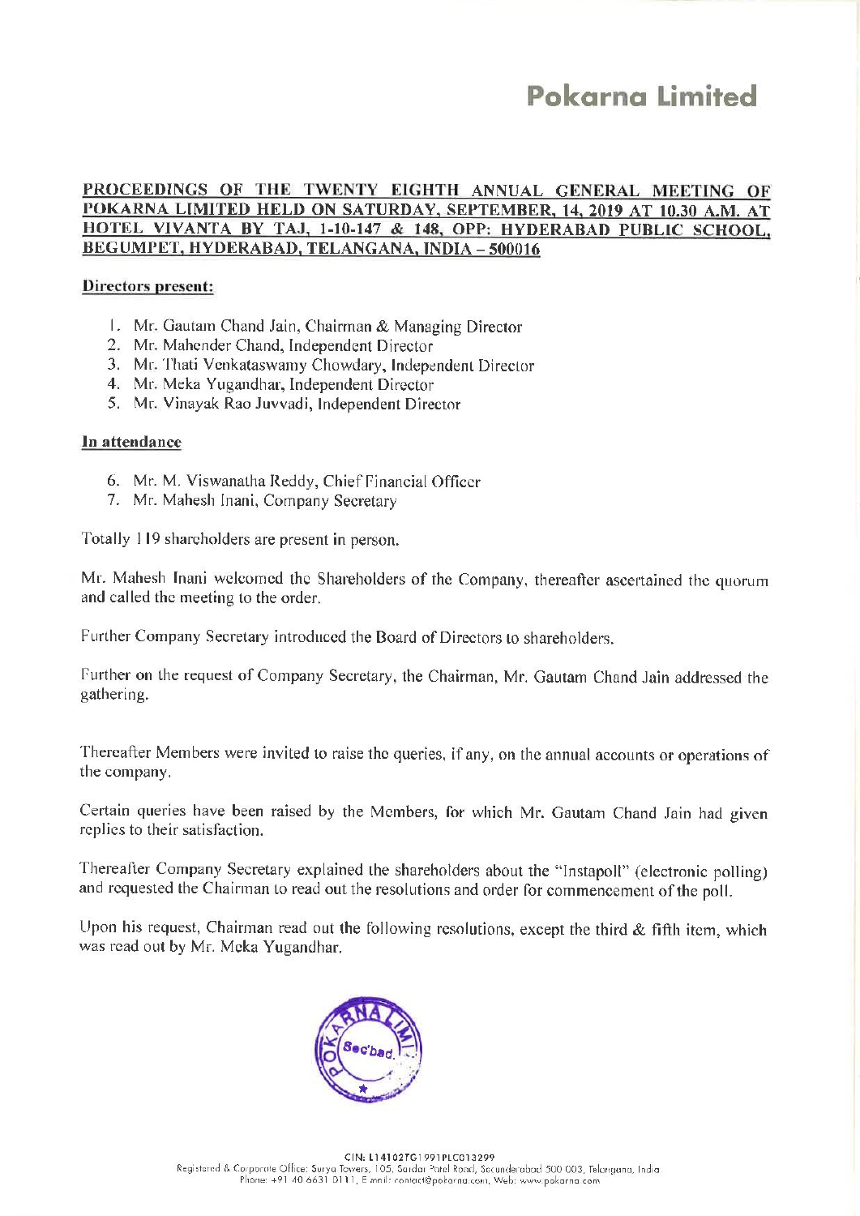# Pokarna Limited

**PROCEEDINGS OF THE TWENTY EIGHTH ANNUAL GENERAL MEETING OF POKARNA LIMITED HELD ON SATURDAY, SEPTEMBER, 14, 2019 AT 10.30 A.M. AT HOTEL VIVANTA BY TAJ, 1-10-147 & 148, OPP: HYDERABAD PUBLIC SCHOOL, BEGUMPET, HYDERABAD, TELANGANA, INDIA – 500016**

**Directors present:**

1. Mr. Gautam Chand Jain, Chairman & Managing Director
2. Mr. Mahender Chand, Independent Director
3. Mr. Thati Venkataswamy Chowdary, Independent Director
4. Mr. Meka Yugandhar, Independent Director
5. Mr. Vinayak Rao Juvvadi, Independent Director

**In attendance**

6. Mr. M. Viswanatha Reddy, Chief Financial Officer
7. Mr. Mahesh Inani, Company Secretary

Totally 119 shareholders are present in person.

Mr. Mahesh Inani welcomed the Shareholders of the Company, thereafter ascertained the quorum and called the meeting to the order.

Further Company Secretary introduced the Board of Directors to shareholders.

Further on the request of Company Secretary, the Chairman, Mr. Gautam Chand Jain addressed the gathering.

Thereafter Members were invited to raise the queries, if any, on the annual accounts or operations of the company.

Certain queries have been raised by the Members, for which Mr. Gautam Chand Jain had given replies to their satisfaction.

Thereafter Company Secretary explained the shareholders about the "Instapoll" (electronic polling) and requested the Chairman to read out the resolutions and order for commencement of the poll.

Upon his request, Chairman read out the following resolutions, except the third & fifth item, which was read out by Mr. Meka Yugandhar.

CIN: L14102TG1991PLC013299
Registered & Corporate Office: Surya Towers, 105, Sardar Patel Road, Secunderabad 500 003, Telangana, India
Phone: +91 40 6631 0111, E-mail: contact@pokarna.com, Web: www.pokarna.com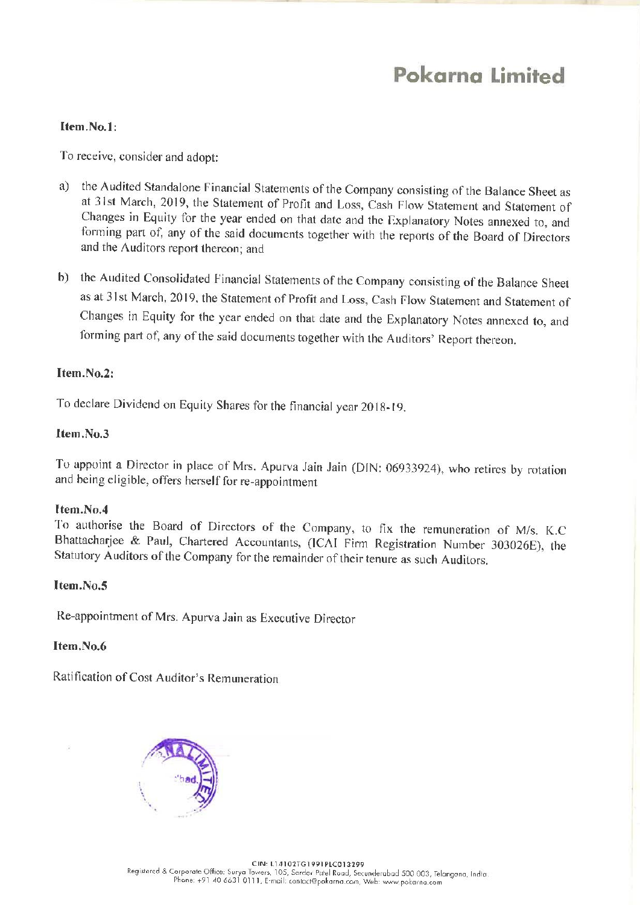# Pokarna Limited

**Item.No.1:**

To receive, consider and adopt:

a) the Audited Standalone Financial Statements of the Company consisting of the Balance Sheet as at 31st March, 2019, the Statement of Profit and Loss, Cash Flow Statement and Statement of Changes in Equity for the year ended on that date and the Explanatory Notes annexed to, and forming part of, any of the said documents together with the reports of the Board of Directors and the Auditors report thereon; and

b) the Audited Consolidated Financial Statements of the Company consisting of the Balance Sheet as at 31st March, 2019, the Statement of Profit and Loss, Cash Flow Statement and Statement of Changes in Equity for the year ended on that date and the Explanatory Notes annexed to, and forming part of, any of the said documents together with the Auditors' Report thereon.

**Item.No.2:**

To declare Dividend on Equity Shares for the financial year 2018-19.

**Item.No.3**

To appoint a Director in place of Mrs. Apurva Jain Jain (DIN: 06933924), who retires by rotation and being eligible, offers herself for re-appointment

**Item.No.4**

To authorise the Board of Directors of the Company, to fix the remuneration of M/s. K.C Bhattacharjee & Paul, Chartered Accountants, (ICAI Firm Registration Number 303026E), the Statutory Auditors of the Company for the remainder of their tenure as such Auditors.

**Item.No.5**

Re-appointment of Mrs. Apurva Jain as Executive Director

**Item.No.6**

Ratification of Cost Auditor's Remuneration

CIN: L14102TG1991PLC013299
Registered & Corporate Office: Surya Towers, 105, Sardar Patel Road, Secunderabad 500 003, Telangana, India.
Phone: +91 40 6631 0111, E-mail: contact@pokarna.com, Web: www.pokarna.com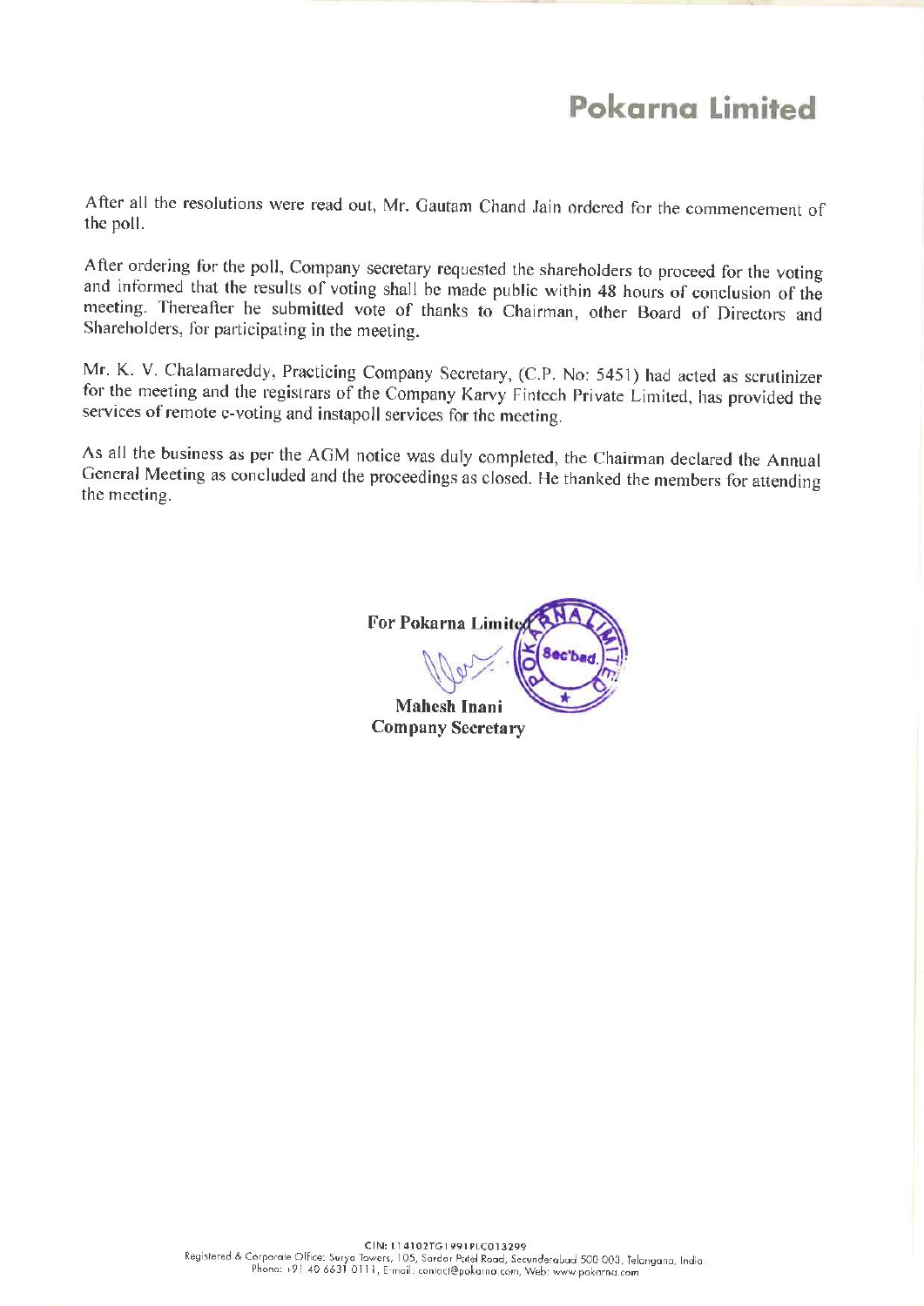# Pokarna Limited

After all the resolutions were read out, Mr. Gautam Chand Jain ordered for the commencement of the poll.

After ordering for the poll, Company secretary requested the shareholders to proceed for the voting and informed that the results of voting shall be made public within 48 hours of conclusion of the meeting. Thereafter he submitted vote of thanks to Chairman, other Board of Directors and Shareholders, for participating in the meeting.

Mr. K. V. Chalamareddy, Practicing Company Secretary, (C.P. No: 5451) had acted as scrutinizer for the meeting and the registrars of the Company Karvy Fintech Private Limited, has provided the services of remote e-voting and instapoll services for the meeting.

As all the business as per the AGM notice was duly completed, the Chairman declared the Annual General Meeting as concluded and the proceedings as closed. He thanked the members for attending the meeting.

**For Pokarna Limited**

**Mahesh Inani**
**Company Secretary**

CIN: L14102TG1991PLC013299
Registered & Corporate Office: Surya Towers, 105, Sardar Patel Road, Secunderabad 500 003, Telangana, India.
Phone: +91 40 6631 0111, E-mail: contact@pokarna.com, Web: www.pokarna.com